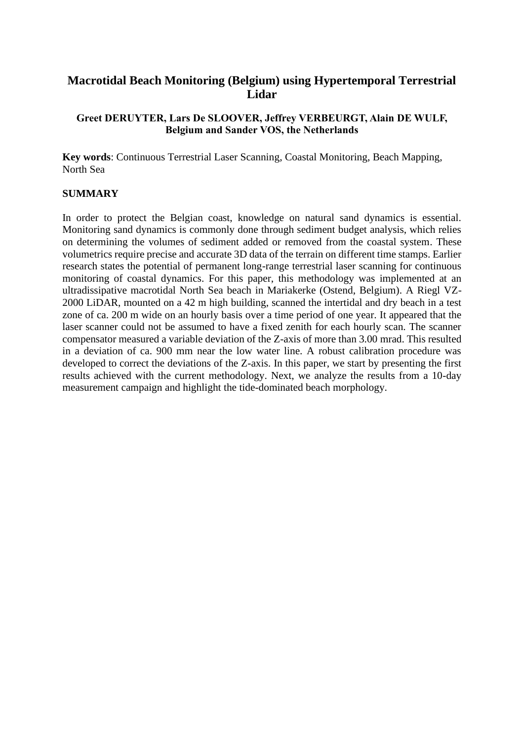# Macrotidal Beach Monitoring (Belgium) using Hypertemporal Terrestrial Lidar

**Greet DERUYTER, Lars De SLOOVER, Jeffrey VERBEURGT, Alain DE WULF, Belgium and Sander VOS, the Netherlands**

**Key words**: Continuous Terrestrial Laser Scanning, Coastal Monitoring, Beach Mapping, North Sea

## SUMMARY

In order to protect the Belgian coast, knowledge on natural sand dynamics is essential. Monitoring sand dynamics is commonly done through sediment budget analysis, which relies on determining the volumes of sediment added or removed from the coastal system. These volumetrics require precise and accurate 3D data of the terrain on different time stamps. Earlier research states the potential of permanent long-range terrestrial laser scanning for continuous monitoring of coastal dynamics. For this paper, this methodology was implemented at an ultradissipative macrotidal North Sea beach in Mariakerke (Ostend, Belgium). A Riegl VZ-2000 LiDAR, mounted on a 42 m high building, scanned the intertidal and dry beach in a test zone of ca. 200 m wide on an hourly basis over a time period of one year. It appeared that the laser scanner could not be assumed to have a fixed zenith for each hourly scan. The scanner compensator measured a variable deviation of the Z-axis of more than 3.00 mrad. This resulted in a deviation of ca. 900 mm near the low water line. A robust calibration procedure was developed to correct the deviations of the Z-axis. In this paper, we start by presenting the first results achieved with the current methodology. Next, we analyze the results from a 10-day measurement campaign and highlight the tide-dominated beach morphology.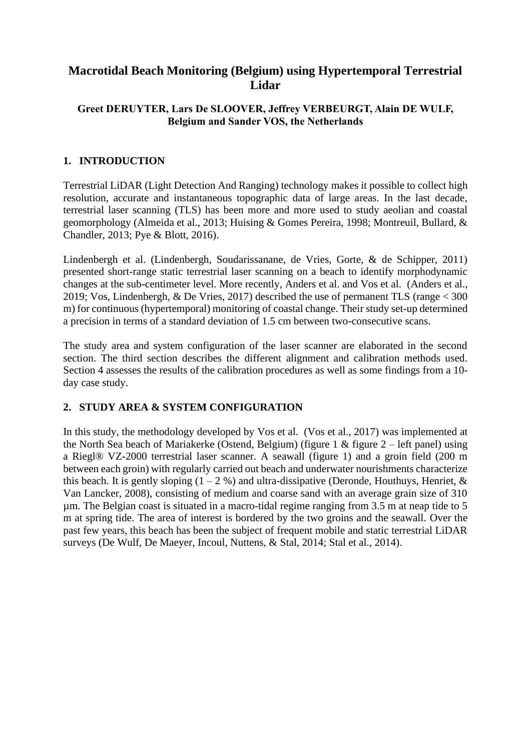# Macrotidal Beach Monitoring (Belgium) using Hypertemporal Terrestrial Lidar

**Greet DERUYTER, Lars De SLOOVER, Jeffrey VERBEURGT, Alain DE WULF, Belgium and Sander VOS, the Netherlands**

## 1. INTRODUCTION

Terrestrial LiDAR (Light Detection And Ranging) technology makes it possible to collect high resolution, accurate and instantaneous topographic data of large areas. In the last decade, terrestrial laser scanning (TLS) has been more and more used to study aeolian and coastal geomorphology (Almeida et al., 2013; Huising & Gomes Pereira, 1998; Montreuil, Bullard, & Chandler, 2013; Pye & Blott, 2016).

Lindenbergh et al. (Lindenbergh, Soudarissanane, de Vries, Gorte, & de Schipper, 2011) presented short-range static terrestrial laser scanning on a beach to identify morphodynamic changes at the sub-centimeter level. More recently, Anders et al. and Vos et al. (Anders et al., 2019; Vos, Lindenbergh, & De Vries, 2017) described the use of permanent TLS (range < 300 m) for continuous (hypertemporal) monitoring of coastal change. Their study set-up determined a precision in terms of a standard deviation of 1.5 cm between two-consecutive scans.

The study area and system configuration of the laser scanner are elaborated in the second section. The third section describes the different alignment and calibration methods used. Section 4 assesses the results of the calibration procedures as well as some findings from a 10-day case study.

## 2. STUDY AREA & SYSTEM CONFIGURATION

In this study, the methodology developed by Vos et al. (Vos et al., 2017) was implemented at the North Sea beach of Mariakerke (Ostend, Belgium) (figure 1 & figure 2 – left panel) using a Riegl® VZ-2000 terrestrial laser scanner. A seawall (figure 1) and a groin field (200 m between each groin) with regularly carried out beach and underwater nourishments characterize this beach. It is gently sloping (1 – 2 %) and ultra-dissipative (Deronde, Houthuys, Henriet, & Van Lancker, 2008), consisting of medium and coarse sand with an average grain size of 310 µm. The Belgian coast is situated in a macro-tidal regime ranging from 3.5 m at neap tide to 5 m at spring tide. The area of interest is bordered by the two groins and the seawall. Over the past few years, this beach has been the subject of frequent mobile and static terrestrial LiDAR surveys (De Wulf, De Maeyer, Incoul, Nuttens, & Stal, 2014; Stal et al., 2014).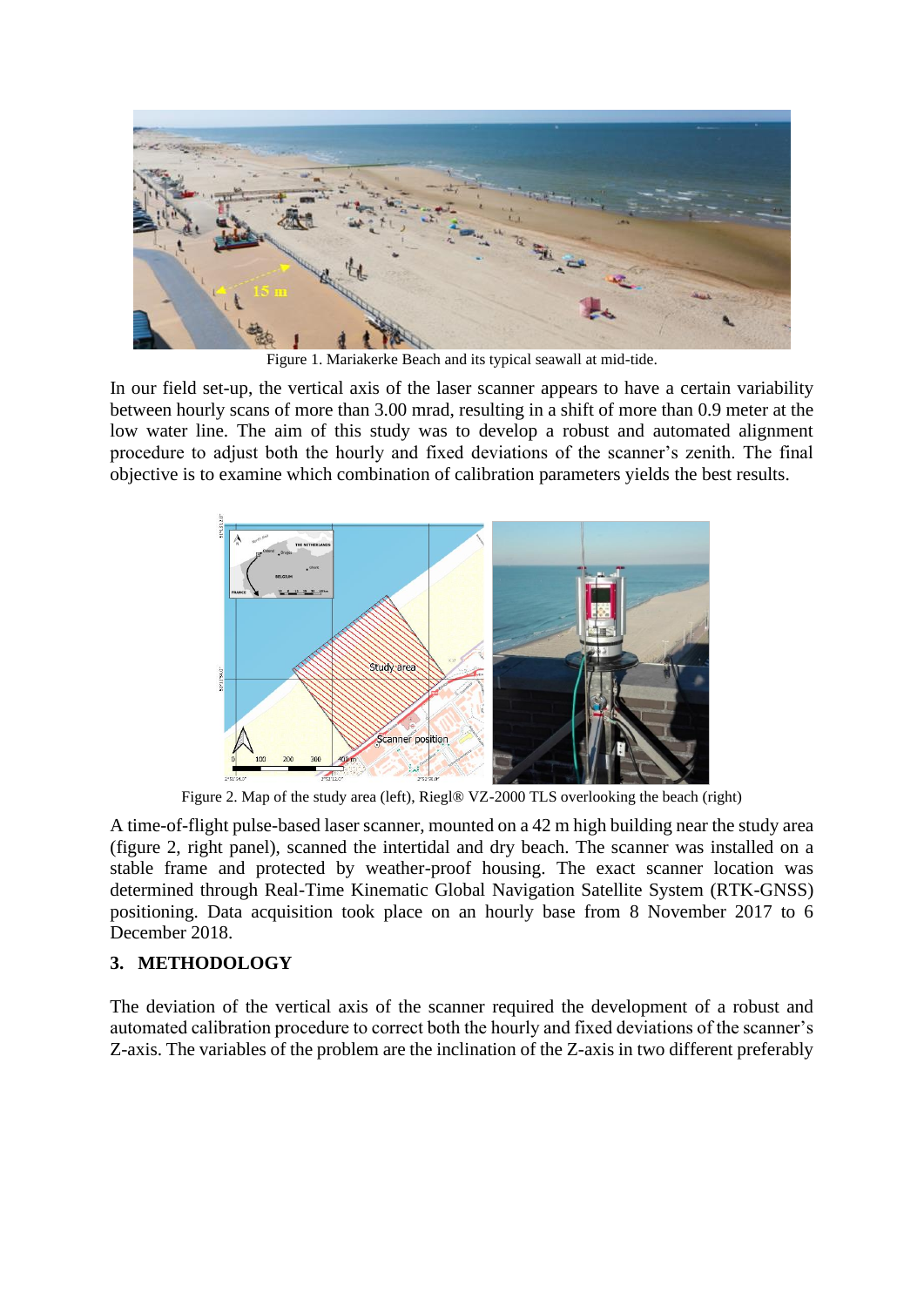Figure 1. Mariakerke Beach and its typical seawall at mid-tide.

In our field set-up, the vertical axis of the laser scanner appears to have a certain variability between hourly scans of more than 3.00 mrad, resulting in a shift of more than 0.9 meter at the low water line. The aim of this study was to develop a robust and automated alignment procedure to adjust both the hourly and fixed deviations of the scanner's zenith. The final objective is to examine which combination of calibration parameters yields the best results.

Figure 2. Map of the study area (left), Riegl® VZ-2000 TLS overlooking the beach (right)

A time-of-flight pulse-based laser scanner, mounted on a 42 m high building near the study area (figure 2, right panel), scanned the intertidal and dry beach. The scanner was installed on a stable frame and protected by weather-proof housing. The exact scanner location was determined through Real-Time Kinematic Global Navigation Satellite System (RTK-GNSS) positioning. Data acquisition took place on an hourly base from 8 November 2017 to 6 December 2018.

## 3. METHODOLOGY

The deviation of the vertical axis of the scanner required the development of a robust and automated calibration procedure to correct both the hourly and fixed deviations of the scanner's Z-axis. The variables of the problem are the inclination of the Z-axis in two different preferably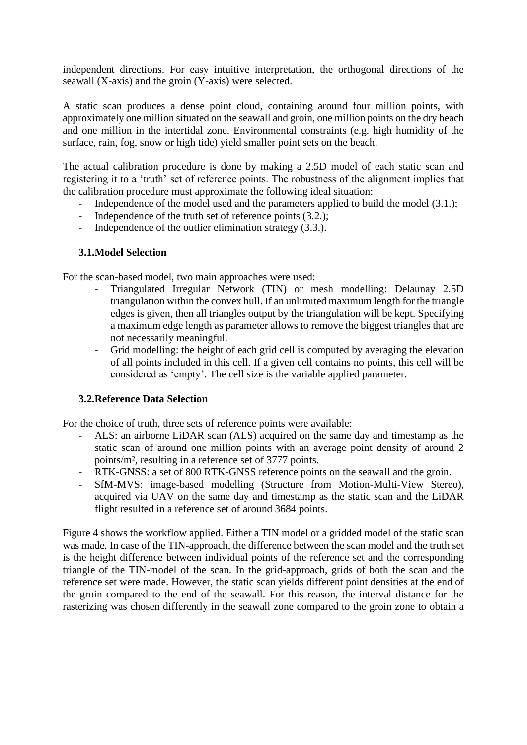independent directions. For easy intuitive interpretation, the orthogonal directions of the seawall (X-axis) and the groin (Y-axis) were selected.

A static scan produces a dense point cloud, containing around four million points, with approximately one million situated on the seawall and groin, one million points on the dry beach and one million in the intertidal zone. Environmental constraints (e.g. high humidity of the surface, rain, fog, snow or high tide) yield smaller point sets on the beach.

The actual calibration procedure is done by making a 2.5D model of each static scan and registering it to a 'truth' set of reference points. The robustness of the alignment implies that the calibration procedure must approximate the following ideal situation:

- Independence of the model used and the parameters applied to build the model (3.1.);
- Independence of the truth set of reference points (3.2.);
- Independence of the outlier elimination strategy (3.3.).

### 3.1. Model Selection

For the scan-based model, two main approaches were used:

- Triangulated Irregular Network (TIN) or mesh modelling: Delaunay 2.5D triangulation within the convex hull. If an unlimited maximum length for the triangle edges is given, then all triangles output by the triangulation will be kept. Specifying a maximum edge length as parameter allows to remove the biggest triangles that are not necessarily meaningful.
- Grid modelling: the height of each grid cell is computed by averaging the elevation of all points included in this cell. If a given cell contains no points, this cell will be considered as 'empty'. The cell size is the variable applied parameter.

### 3.2. Reference Data Selection

For the choice of truth, three sets of reference points were available:

- ALS: an airborne LiDAR scan (ALS) acquired on the same day and timestamp as the static scan of around one million points with an average point density of around 2 points/m², resulting in a reference set of 3777 points.
- RTK-GNSS: a set of 800 RTK-GNSS reference points on the seawall and the groin.
- SfM-MVS: image-based modelling (Structure from Motion-Multi-View Stereo), acquired via UAV on the same day and timestamp as the static scan and the LiDAR flight resulted in a reference set of around 3684 points.

Figure 4 shows the workflow applied. Either a TIN model or a gridded model of the static scan was made. In case of the TIN-approach, the difference between the scan model and the truth set is the height difference between individual points of the reference set and the corresponding triangle of the TIN-model of the scan. In the grid-approach, grids of both the scan and the reference set were made. However, the static scan yields different point densities at the end of the groin compared to the end of the seawall. For this reason, the interval distance for the rasterizing was chosen differently in the seawall zone compared to the groin zone to obtain a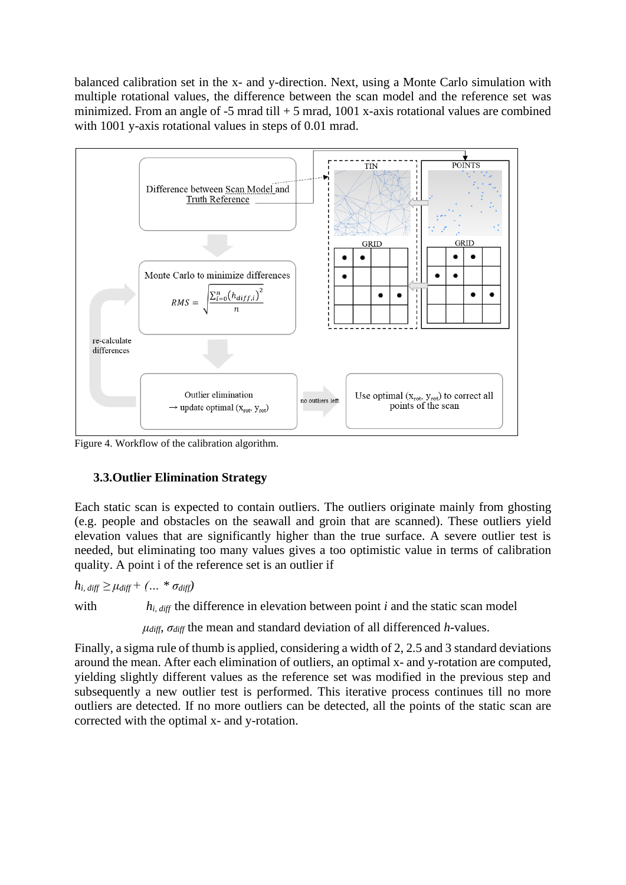balanced calibration set in the x- and y-direction. Next, using a Monte Carlo simulation with multiple rotational values, the difference between the scan model and the reference set was minimized. From an angle of -5 mrad till + 5 mrad, 1001 x-axis rotational values are combined with 1001 y-axis rotational values in steps of 0.01 mrad.

Figure 4. Workflow of the calibration algorithm.

### 3.3. Outlier Elimination Strategy

Each static scan is expected to contain outliers. The outliers originate mainly from ghosting (e.g. people and obstacles on the seawall and groin that are scanned). These outliers yield elevation values that are significantly higher than the true surface. A severe outlier test is needed, but eliminating too many values gives a too optimistic value in terms of calibration quality. A point i of the reference set is an outlier if

$$h_{i,\,diff} \geq \mu_{diff} + (\ldots * \sigma_{diff})$$

with $h_{i,\,diff}$ the difference in elevation between point *i* and the static scan model

$\mu_{diff}$, $\sigma_{diff}$ the mean and standard deviation of all differenced *h*-values.

Finally, a sigma rule of thumb is applied, considering a width of 2, 2.5 and 3 standard deviations around the mean. After each elimination of outliers, an optimal x- and y-rotation are computed, yielding slightly different values as the reference set was modified in the previous step and subsequently a new outlier test is performed. This iterative process continues till no more outliers are detected. If no more outliers can be detected, all the points of the static scan are corrected with the optimal x- and y-rotation.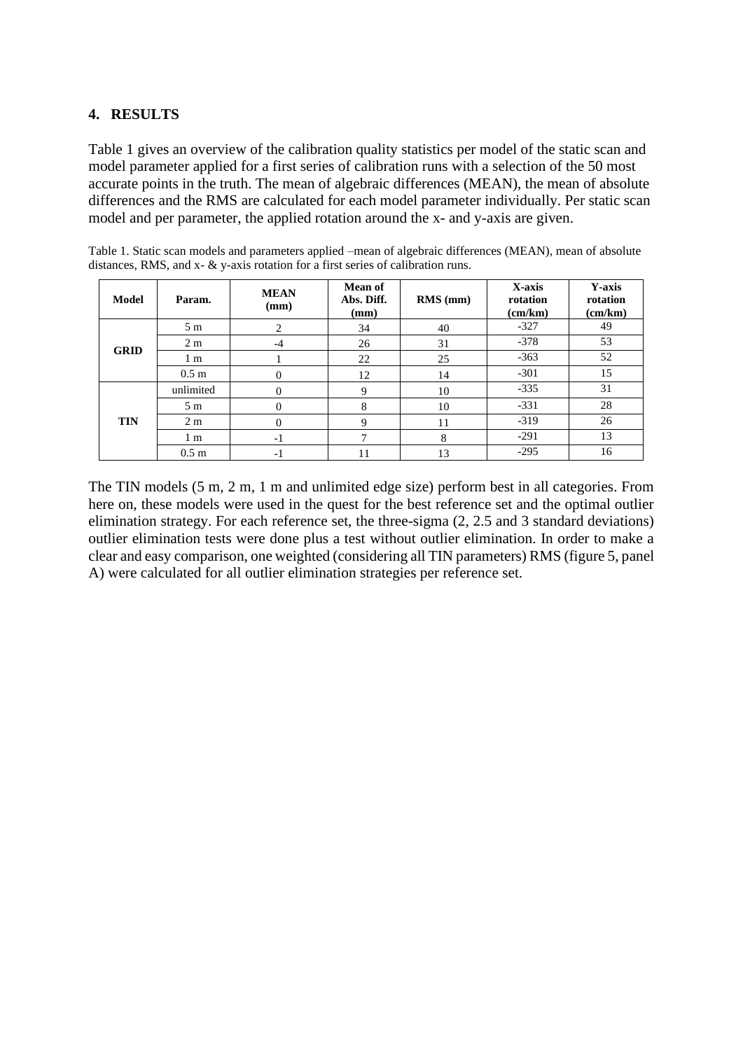## 4. RESULTS

Table 1 gives an overview of the calibration quality statistics per model of the static scan and model parameter applied for a first series of calibration runs with a selection of the 50 most accurate points in the truth. The mean of algebraic differences (MEAN), the mean of absolute differences and the RMS are calculated for each model parameter individually. Per static scan model and per parameter, the applied rotation around the x- and y-axis are given.

Table 1. Static scan models and parameters applied –mean of algebraic differences (MEAN), mean of absolute distances, RMS, and x- & y-axis rotation for a first series of calibration runs.

| Model | Param. | MEAN (mm) | Mean of Abs. Diff. (mm) | RMS (mm) | X-axis rotation (cm/km) | Y-axis rotation (cm/km) |
|---|---|---|---|---|---|---|
| GRID | 5 m | 2 | 34 | 40 | -327 | 49 |
| | 2 m | -4 | 26 | 31 | -378 | 53 |
| | 1 m | 1 | 22 | 25 | -363 | 52 |
| | 0.5 m | 0 | 12 | 14 | -301 | 15 |
| TIN | unlimited | 0 | 9 | 10 | -335 | 31 |
| | 5 m | 0 | 8 | 10 | -331 | 28 |
| | 2 m | 0 | 9 | 11 | -319 | 26 |
| | 1 m | -1 | 7 | 8 | -291 | 13 |
| | 0.5 m | -1 | 11 | 13 | -295 | 16 |

The TIN models (5 m, 2 m, 1 m and unlimited edge size) perform best in all categories. From here on, these models were used in the quest for the best reference set and the optimal outlier elimination strategy. For each reference set, the three-sigma (2, 2.5 and 3 standard deviations) outlier elimination tests were done plus a test without outlier elimination. In order to make a clear and easy comparison, one weighted (considering all TIN parameters) RMS (figure 5, panel A) were calculated for all outlier elimination strategies per reference set.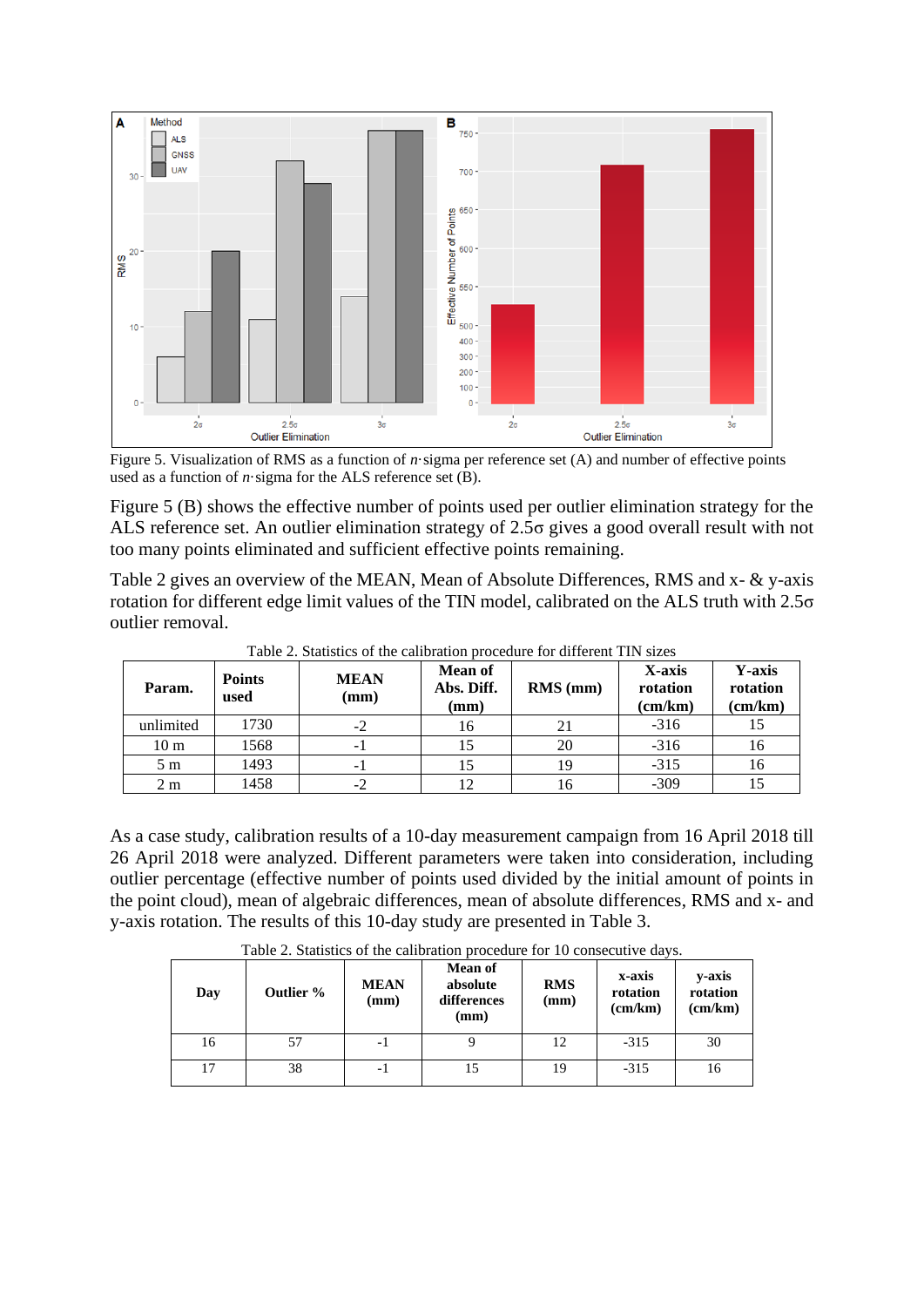A

Method

ALS

GNSS

UAV

RMS

30

20

10

0

2σ

2.5σ

3σ

Outlier Elimination

B

Effective Number of Points

750

700

650

600

550

500

400

300

200

100

0

2σ

2.5σ

3σ

Outlier Elimination

Figure 5. Visualization of RMS as a function of *n*·sigma per reference set (A) and number of effective points used as a function of *n*·sigma for the ALS reference set (B).

Figure 5 (B) shows the effective number of points used per outlier elimination strategy for the ALS reference set. An outlier elimination strategy of 2.5σ gives a good overall result with not too many points eliminated and sufficient effective points remaining.

Table 2 gives an overview of the MEAN, Mean of Absolute Differences, RMS and x- & y-axis rotation for different edge limit values of the TIN model, calibrated on the ALS truth with 2.5σ outlier removal.

Table 2. Statistics of the calibration procedure for different TIN sizes

| Param. | Points used | MEAN (mm) | Mean of Abs. Diff. (mm) | RMS (mm) | X-axis rotation (cm/km) | Y-axis rotation (cm/km) |
|---|---|---|---|---|---|---|
| unlimited | 1730 | -2 | 16 | 21 | -316 | 15 |
| 10 m | 1568 | -1 | 15 | 20 | -316 | 16 |
| 5 m | 1493 | -1 | 15 | 19 | -315 | 16 |
| 2 m | 1458 | -2 | 12 | 16 | -309 | 15 |

As a case study, calibration results of a 10-day measurement campaign from 16 April 2018 till 26 April 2018 were analyzed. Different parameters were taken into consideration, including outlier percentage (effective number of points used divided by the initial amount of points in the point cloud), mean of algebraic differences, mean of absolute differences, RMS and x- and y-axis rotation. The results of this 10-day study are presented in Table 3.

Table 2. Statistics of the calibration procedure for 10 consecutive days.

| Day | Outlier % | MEAN (mm) | Mean of absolute differences (mm) | RMS (mm) | x-axis rotation (cm/km) | y-axis rotation (cm/km) |
|---|---|---|---|---|---|---|
| 16 | 57 | -1 | 9 | 12 | -315 | 30 |
| 17 | 38 | -1 | 15 | 19 | -315 | 16 |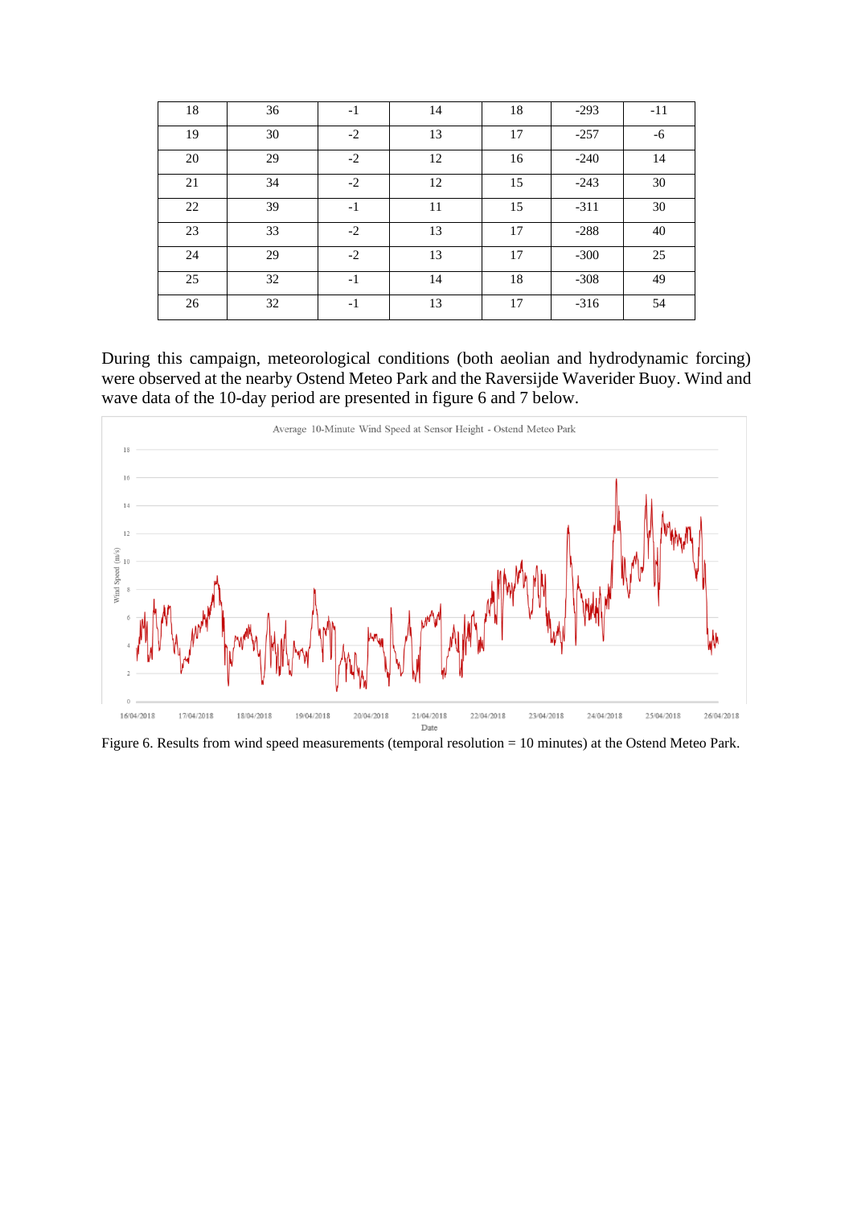| | | | | | | |
|---|---|---|---|---|---|---|
| 18 | 36 | -1 | 14 | 18 | -293 | -11 |
| 19 | 30 | -2 | 13 | 17 | -257 | -6 |
| 20 | 29 | -2 | 12 | 16 | -240 | 14 |
| 21 | 34 | -2 | 12 | 15 | -243 | 30 |
| 22 | 39 | -1 | 11 | 15 | -311 | 30 |
| 23 | 33 | -2 | 13 | 17 | -288 | 40 |
| 24 | 29 | -2 | 13 | 17 | -300 | 25 |
| 25 | 32 | -1 | 14 | 18 | -308 | 49 |
| 26 | 32 | -1 | 13 | 17 | -316 | 54 |

During this campaign, meteorological conditions (both aeolian and hydrodynamic forcing) were observed at the nearby Ostend Meteo Park and the Raversijde Waverider Buoy. Wind and wave data of the 10-day period are presented in figure 6 and 7 below.

Average 10-Minute Wind Speed at Sensor Height - Ostend Meteo Park

Wind Speed (m/s)

18
16
14
12
10
8
6
4
2
0

16/04/2018 17/04/2018 18/04/2018 19/04/2018 20/04/2018 21/04/2018 22/04/2018 23/04/2018 24/04/2018 25/04/2018 26/04/2018

Date

Figure 6. Results from wind speed measurements (temporal resolution = 10 minutes) at the Ostend Meteo Park.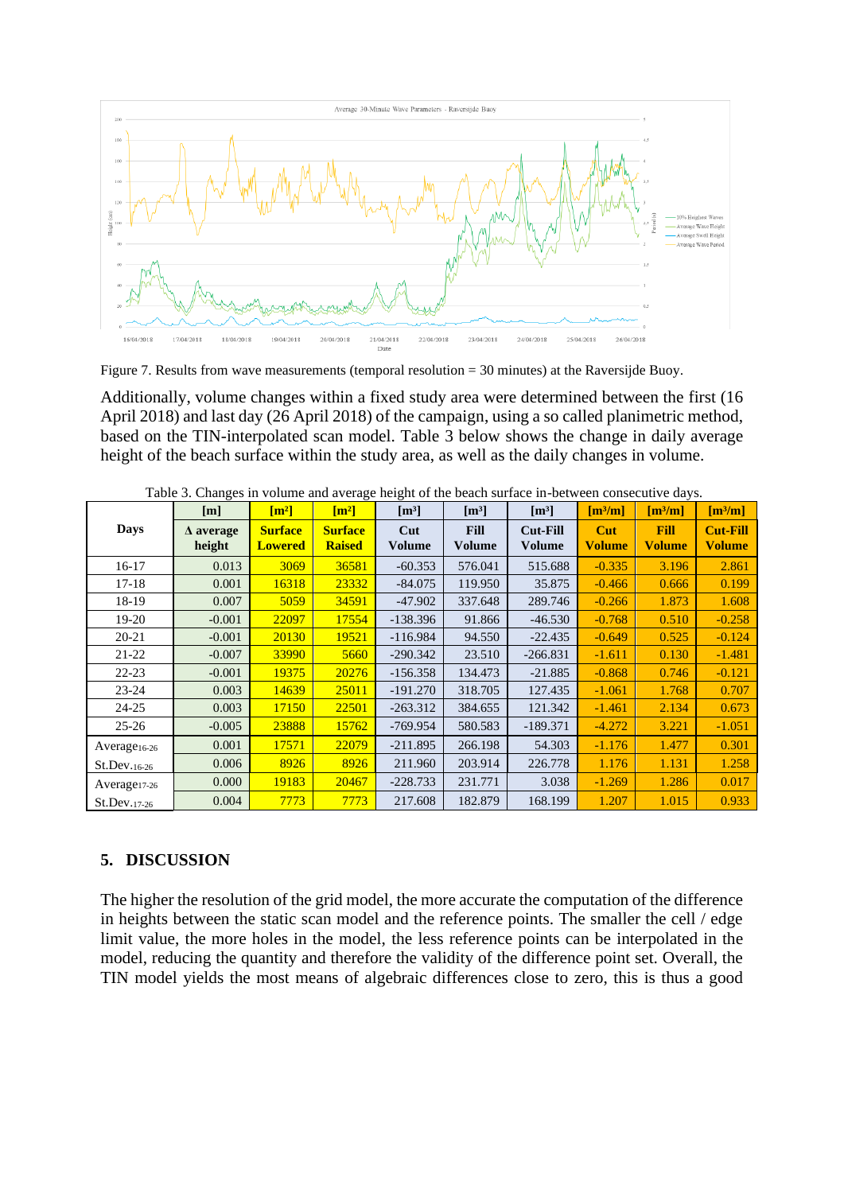Average 30-Minute Wave Parameters - Raversijde Buoy

200
180
160
140
120
100
80
60
40
20
0

Height (cm)

5
4.5
4
3.5
3
2.5
2
1.5
1
0.5
0

Period (s)

16/04/2018
17/04/2018
18/04/2018
19/04/2018
20/04/2018
21/04/2018
22/04/2018
23/04/2018
24/04/2018
25/04/2018
26/04/2018

Date

10% Highest Waves
Average Wave Height
Average Swell Height
Average Wave Period

Figure 7. Results from wave measurements (temporal resolution = 30 minutes) at the Raversijde Buoy.

Additionally, volume changes within a fixed study area were determined between the first (16 April 2018) and last day (26 April 2018) of the campaign, using a so called planimetric method, based on the TIN-interpolated scan model. Table 3 below shows the change in daily average height of the beach surface within the study area, as well as the daily changes in volume.

Table 3. Changes in volume and average height of the beach surface in-between consecutive days.

| | [m] | [m²] | [m²] | [m³] | [m³] | [m³] | [m³/m] | [m³/m] | [m³/m] |
|---|---|---|---|---|---|---|---|---|---|
| **Days** | **Δ average height** | **Surface Lowered** | **Surface Raised** | **Cut Volume** | **Fill Volume** | **Cut-Fill Volume** | **Cut Volume** | **Fill Volume** | **Cut-Fill Volume** |
| 16-17 | 0.013 | 3069 | 36581 | -60.353 | 576.041 | 515.688 | -0.335 | 3.196 | 2.861 |
| 17-18 | 0.001 | 16318 | 23332 | -84.075 | 119.950 | 35.875 | -0.466 | 0.666 | 0.199 |
| 18-19 | 0.007 | 5059 | 34591 | -47.902 | 337.648 | 289.746 | -0.266 | 1.873 | 1.608 |
| 19-20 | -0.001 | 22097 | 17554 | -138.396 | 91.866 | -46.530 | -0.768 | 0.510 | -0.258 |
| 20-21 | -0.001 | 20130 | 19521 | -116.984 | 94.550 | -22.435 | -0.649 | 0.525 | -0.124 |
| 21-22 | -0.007 | 33990 | 5660 | -290.342 | 23.510 | -266.831 | -1.611 | 0.130 | -1.481 |
| 22-23 | -0.001 | 19375 | 20276 | -156.358 | 134.473 | -21.885 | -0.868 | 0.746 | -0.121 |
| 23-24 | 0.003 | 14639 | 25011 | -191.270 | 318.705 | 127.435 | -1.061 | 1.768 | 0.707 |
| 24-25 | 0.003 | 17150 | 22501 | -263.312 | 384.655 | 121.342 | -1.461 | 2.134 | 0.673 |
| 25-26 | -0.005 | 23888 | 15762 | -769.954 | 580.583 | -189.371 | -4.272 | 3.221 | -1.051 |
| Average$_{16-26}$ | 0.001 | 17571 | 22079 | -211.895 | 266.198 | 54.303 | -1.176 | 1.477 | 0.301 |
| St.Dev.$_{16-26}$ | 0.006 | 8926 | 8926 | 211.960 | 203.914 | 226.778 | 1.176 | 1.131 | 1.258 |
| Average$_{17-26}$ | 0.000 | 19183 | 20467 | -228.733 | 231.771 | 3.038 | -1.269 | 1.286 | 0.017 |
| St.Dev.$_{17-26}$ | 0.004 | 7773 | 7773 | 217.608 | 182.879 | 168.199 | 1.207 | 1.015 | 0.933 |

## 5. DISCUSSION

The higher the resolution of the grid model, the more accurate the computation of the difference in heights between the static scan model and the reference points. The smaller the cell / edge limit value, the more holes in the model, the less reference points can be interpolated in the model, reducing the quantity and therefore the validity of the difference point set. Overall, the TIN model yields the most means of algebraic differences close to zero, this is thus a good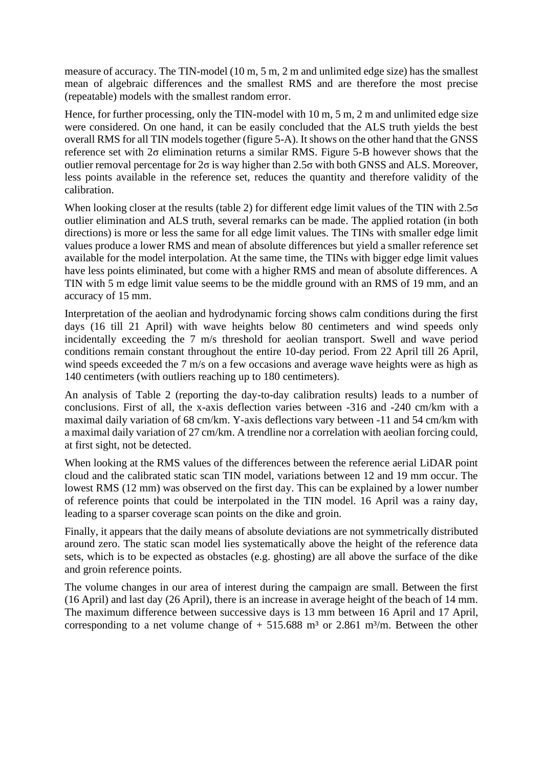measure of accuracy. The TIN-model (10 m, 5 m, 2 m and unlimited edge size) has the smallest mean of algebraic differences and the smallest RMS and are therefore the most precise (repeatable) models with the smallest random error.

Hence, for further processing, only the TIN-model with 10 m, 5 m, 2 m and unlimited edge size were considered. On one hand, it can be easily concluded that the ALS truth yields the best overall RMS for all TIN models together (figure 5-A). It shows on the other hand that the GNSS reference set with 2σ elimination returns a similar RMS. Figure 5-B however shows that the outlier removal percentage for 2σ is way higher than 2.5σ with both GNSS and ALS. Moreover, less points available in the reference set, reduces the quantity and therefore validity of the calibration.

When looking closer at the results (table 2) for different edge limit values of the TIN with 2.5σ outlier elimination and ALS truth, several remarks can be made. The applied rotation (in both directions) is more or less the same for all edge limit values. The TINs with smaller edge limit values produce a lower RMS and mean of absolute differences but yield a smaller reference set available for the model interpolation. At the same time, the TINs with bigger edge limit values have less points eliminated, but come with a higher RMS and mean of absolute differences. A TIN with 5 m edge limit value seems to be the middle ground with an RMS of 19 mm, and an accuracy of 15 mm.

Interpretation of the aeolian and hydrodynamic forcing shows calm conditions during the first days (16 till 21 April) with wave heights below 80 centimeters and wind speeds only incidentally exceeding the 7 m/s threshold for aeolian transport. Swell and wave period conditions remain constant throughout the entire 10-day period. From 22 April till 26 April, wind speeds exceeded the 7 m/s on a few occasions and average wave heights were as high as 140 centimeters (with outliers reaching up to 180 centimeters).

An analysis of Table 2 (reporting the day-to-day calibration results) leads to a number of conclusions. First of all, the x-axis deflection varies between -316 and -240 cm/km with a maximal daily variation of 68 cm/km. Y-axis deflections vary between -11 and 54 cm/km with a maximal daily variation of 27 cm/km. A trendline nor a correlation with aeolian forcing could, at first sight, not be detected.

When looking at the RMS values of the differences between the reference aerial LiDAR point cloud and the calibrated static scan TIN model, variations between 12 and 19 mm occur. The lowest RMS (12 mm) was observed on the first day. This can be explained by a lower number of reference points that could be interpolated in the TIN model. 16 April was a rainy day, leading to a sparser coverage scan points on the dike and groin.

Finally, it appears that the daily means of absolute deviations are not symmetrically distributed around zero. The static scan model lies systematically above the height of the reference data sets, which is to be expected as obstacles (e.g. ghosting) are all above the surface of the dike and groin reference points.

The volume changes in our area of interest during the campaign are small. Between the first (16 April) and last day (26 April), there is an increase in average height of the beach of 14 mm. The maximum difference between successive days is 13 mm between 16 April and 17 April, corresponding to a net volume change of + 515.688 m³ or 2.861 m³/m. Between the other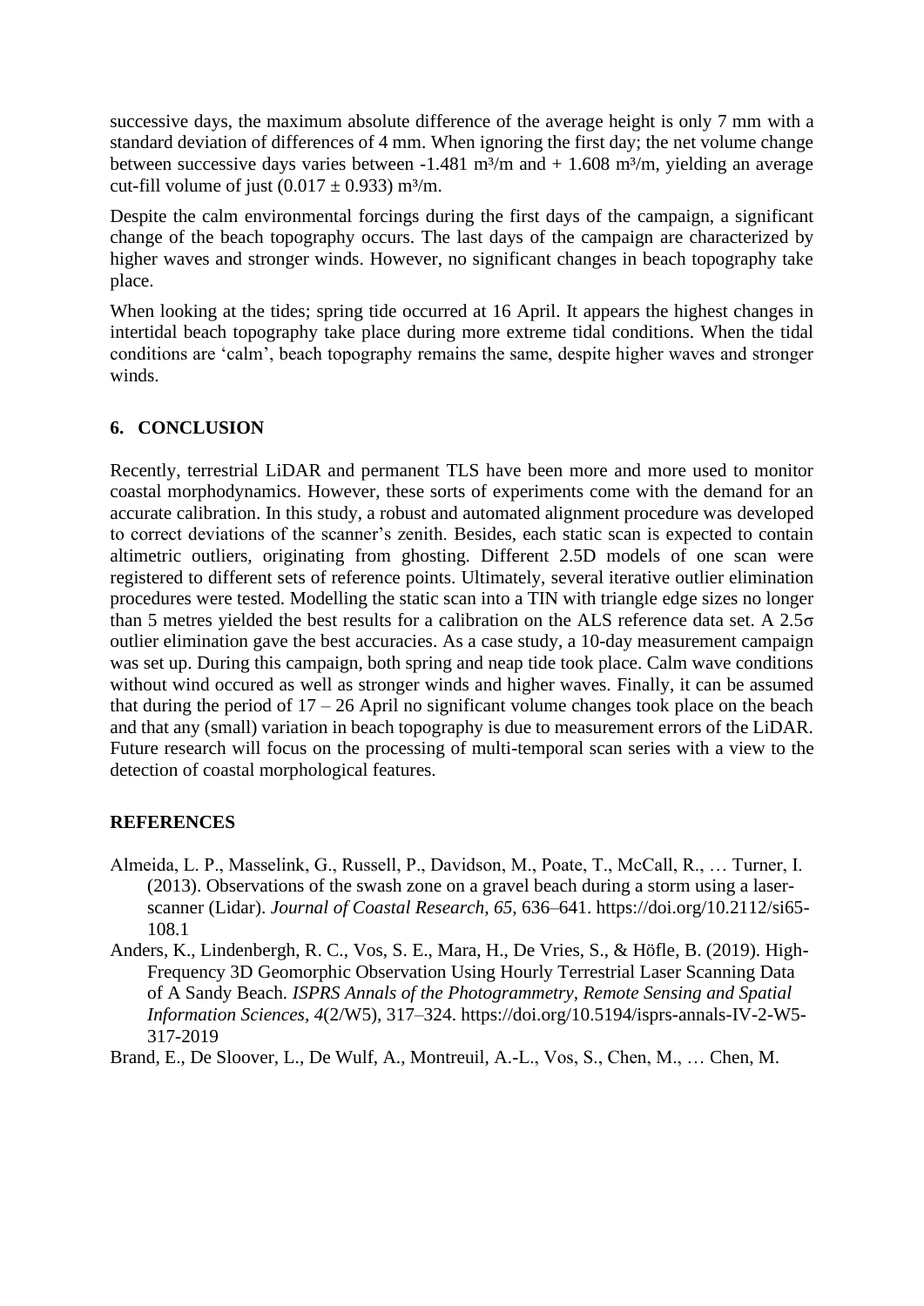successive days, the maximum absolute difference of the average height is only 7 mm with a standard deviation of differences of 4 mm. When ignoring the first day; the net volume change between successive days varies between -1.481 $m^3/m$ and + 1.608 $m^3/m$, yielding an average cut-fill volume of just $(0.017 \pm 0.933)$ $m^3/m$.

Despite the calm environmental forcings during the first days of the campaign, a significant change of the beach topography occurs. The last days of the campaign are characterized by higher waves and stronger winds. However, no significant changes in beach topography take place.

When looking at the tides; spring tide occurred at 16 April. It appears the highest changes in intertidal beach topography take place during more extreme tidal conditions. When the tidal conditions are 'calm', beach topography remains the same, despite higher waves and stronger winds.

## 6. CONCLUSION

Recently, terrestrial LiDAR and permanent TLS have been more and more used to monitor coastal morphodynamics. However, these sorts of experiments come with the demand for an accurate calibration. In this study, a robust and automated alignment procedure was developed to correct deviations of the scanner's zenith. Besides, each static scan is expected to contain altimetric outliers, originating from ghosting. Different 2.5D models of one scan were registered to different sets of reference points. Ultimately, several iterative outlier elimination procedures were tested. Modelling the static scan into a TIN with triangle edge sizes no longer than 5 metres yielded the best results for a calibration on the ALS reference data set. A $2.5\sigma$ outlier elimination gave the best accuracies. As a case study, a 10-day measurement campaign was set up. During this campaign, both spring and neap tide took place. Calm wave conditions without wind occured as well as stronger winds and higher waves. Finally, it can be assumed that during the period of 17 – 26 April no significant volume changes took place on the beach and that any (small) variation in beach topography is due to measurement errors of the LiDAR. Future research will focus on the processing of multi-temporal scan series with a view to the detection of coastal morphological features.

## REFERENCES

Almeida, L. P., Masselink, G., Russell, P., Davidson, M., Poate, T., McCall, R., … Turner, I. (2013). Observations of the swash zone on a gravel beach during a storm using a laser-scanner (Lidar). *Journal of Coastal Research*, *65*, 636–641. https://doi.org/10.2112/si65-108.1

Anders, K., Lindenbergh, R. C., Vos, S. E., Mara, H., De Vries, S., & Höfle, B. (2019). High-Frequency 3D Geomorphic Observation Using Hourly Terrestrial Laser Scanning Data of A Sandy Beach. *ISPRS Annals of the Photogrammetry, Remote Sensing and Spatial Information Sciences*, *4*(2/W5), 317–324. https://doi.org/10.5194/isprs-annals-IV-2-W5-317-2019

Brand, E., De Sloover, L., De Wulf, A., Montreuil, A.-L., Vos, S., Chen, M., … Chen, M.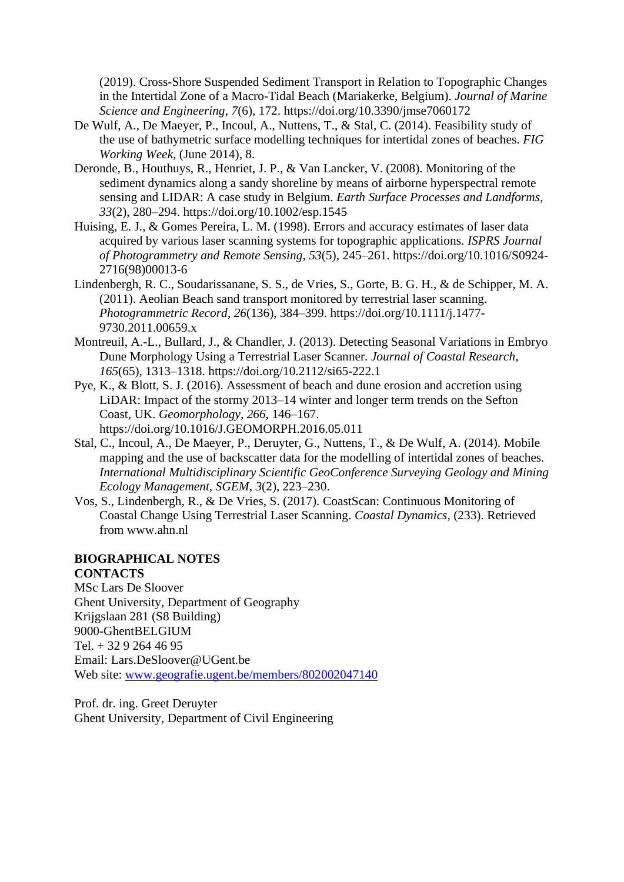(2019). Cross-Shore Suspended Sediment Transport in Relation to Topographic Changes in the Intertidal Zone of a Macro-Tidal Beach (Mariakerke, Belgium). *Journal of Marine Science and Engineering*, *7*(6), 172. https://doi.org/10.3390/jmse7060172

De Wulf, A., De Maeyer, P., Incoul, A., Nuttens, T., & Stal, C. (2014). Feasibility study of the use of bathymetric surface modelling techniques for intertidal zones of beaches. *FIG Working Week*, (June 2014), 8.

Deronde, B., Houthuys, R., Henriet, J. P., & Van Lancker, V. (2008). Monitoring of the sediment dynamics along a sandy shoreline by means of airborne hyperspectral remote sensing and LIDAR: A case study in Belgium. *Earth Surface Processes and Landforms*, *33*(2), 280–294. https://doi.org/10.1002/esp.1545

Huising, E. J., & Gomes Pereira, L. M. (1998). Errors and accuracy estimates of laser data acquired by various laser scanning systems for topographic applications. *ISPRS Journal of Photogrammetry and Remote Sensing*, *53*(5), 245–261. https://doi.org/10.1016/S0924-2716(98)00013-6

Lindenbergh, R. C., Soudarissanane, S. S., de Vries, S., Gorte, B. G. H., & de Schipper, M. A. (2011). Aeolian Beach sand transport monitored by terrestrial laser scanning. *Photogrammetric Record*, *26*(136), 384–399. https://doi.org/10.1111/j.1477-9730.2011.00659.x

Montreuil, A.-L., Bullard, J., & Chandler, J. (2013). Detecting Seasonal Variations in Embryo Dune Morphology Using a Terrestrial Laser Scanner. *Journal of Coastal Research*, *165*(65), 1313–1318. https://doi.org/10.2112/si65-222.1

Pye, K., & Blott, S. J. (2016). Assessment of beach and dune erosion and accretion using LiDAR: Impact of the stormy 2013–14 winter and longer term trends on the Sefton Coast, UK. *Geomorphology*, *266*, 146–167. https://doi.org/10.1016/J.GEOMORPH.2016.05.011

Stal, C., Incoul, A., De Maeyer, P., Deruyter, G., Nuttens, T., & De Wulf, A. (2014). Mobile mapping and the use of backscatter data for the modelling of intertidal zones of beaches. *International Multidisciplinary Scientific GeoConference Surveying Geology and Mining Ecology Management, SGEM*, *3*(2), 223–230.

Vos, S., Lindenbergh, R., & De Vries, S. (2017). CoastScan: Continuous Monitoring of Coastal Change Using Terrestrial Laser Scanning. *Coastal Dynamics*, (233). Retrieved from www.ahn.nl

**BIOGRAPHICAL NOTES**

**CONTACTS**

MSc Lars De Sloover
Ghent University, Department of Geography
Krijgslaan 281 (S8 Building)
9000-GhentBELGIUM
Tel. + 32 9 264 46 95
Email: Lars.DeSloover@UGent.be
Web site: www.geografie.ugent.be/members/802002047140

Prof. dr. ing. Greet Deruyter
Ghent University, Department of Civil Engineering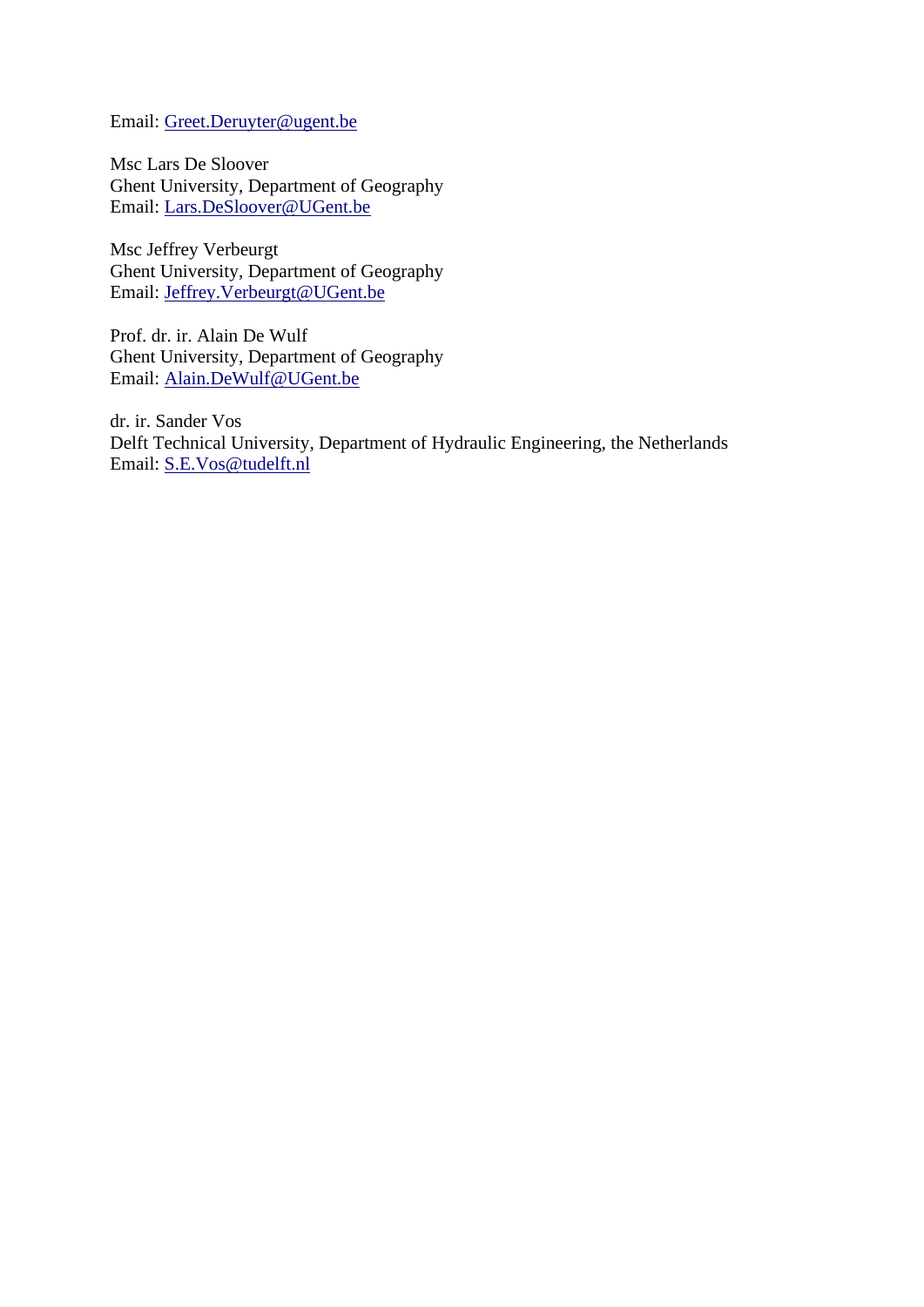Email: Greet.Deruyter@ugent.be

Msc Lars De Sloover
Ghent University, Department of Geography
Email: Lars.DeSloover@UGent.be

Msc Jeffrey Verbeurgt
Ghent University, Department of Geography
Email: Jeffrey.Verbeurgt@UGent.be

Prof. dr. ir. Alain De Wulf
Ghent University, Department of Geography
Email: Alain.DeWulf@UGent.be

dr. ir. Sander Vos
Delft Technical University, Department of Hydraulic Engineering, the Netherlands
Email: S.E.Vos@tudelft.nl